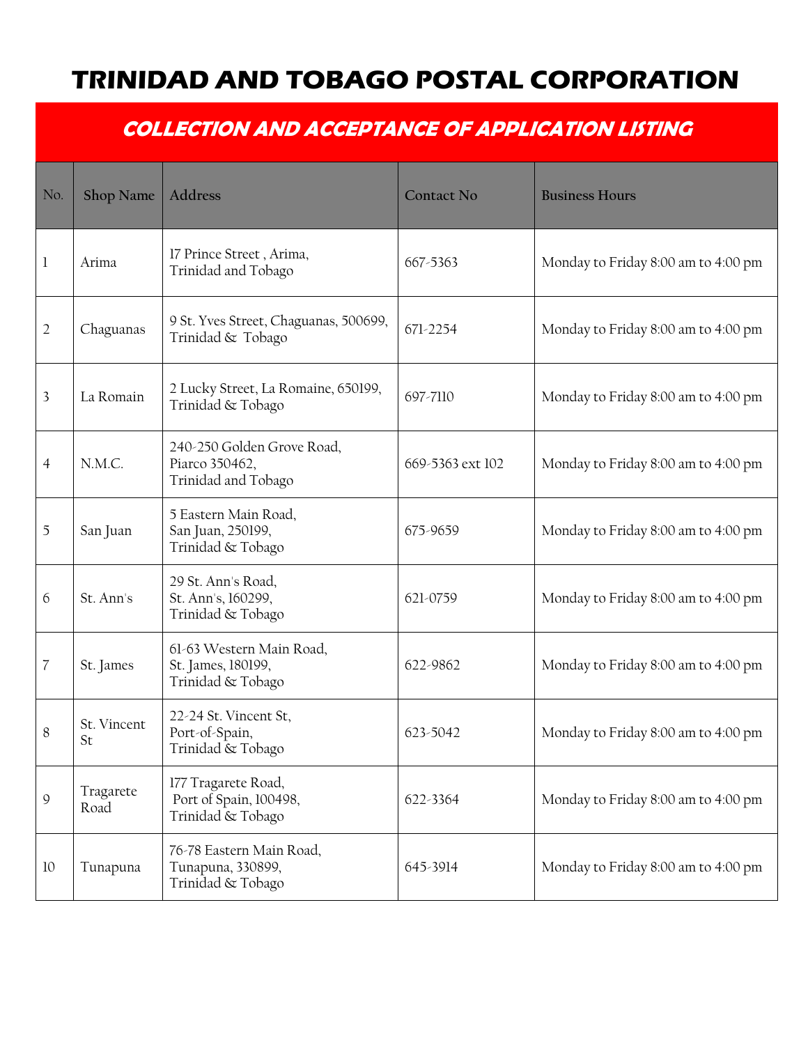# TRINIDAD AND TOBAGO POSTAL CORPORATION

## COLLECTION AND ACCEPTANCE OF APPLICATION LISTING

| No. | Shop Name | Address | Contact No | Business Hours |
|---|---|---|---|---|
| 1 | Arima | 17 Prince Street , Arima, Trinidad and Tobago | 667-5363 | Monday to Friday 8:00 am to 4:00 pm |
| 2 | Chaguanas | 9 St. Yves Street, Chaguanas, 500699, Trinidad & Tobago | 671-2254 | Monday to Friday 8:00 am to 4:00 pm |
| 3 | La Romain | 2 Lucky Street, La Romaine, 650199, Trinidad & Tobago | 697-7110 | Monday to Friday 8:00 am to 4:00 pm |
| 4 | N.M.C. | 240-250 Golden Grove Road, Piarco 350462, Trinidad and Tobago | 669-5363 ext 102 | Monday to Friday 8:00 am to 4:00 pm |
| 5 | San Juan | 5 Eastern Main Road, San Juan, 250199, Trinidad & Tobago | 675-9659 | Monday to Friday 8:00 am to 4:00 pm |
| 6 | St. Ann's | 29 St. Ann's Road, St. Ann's, 160299, Trinidad & Tobago | 621-0759 | Monday to Friday 8:00 am to 4:00 pm |
| 7 | St. James | 61-63 Western Main Road, St. James, 180199, Trinidad & Tobago | 622-9862 | Monday to Friday 8:00 am to 4:00 pm |
| 8 | St. Vincent St | 22-24 St. Vincent St, Port-of-Spain, Trinidad & Tobago | 623-5042 | Monday to Friday 8:00 am to 4:00 pm |
| 9 | Tragarete Road | 177 Tragarete Road, Port of Spain, 100498, Trinidad & Tobago | 622-3364 | Monday to Friday 8:00 am to 4:00 pm |
| 10 | Tunapuna | 76-78 Eastern Main Road, Tunapuna, 330899, Trinidad & Tobago | 645-3914 | Monday to Friday 8:00 am to 4:00 pm |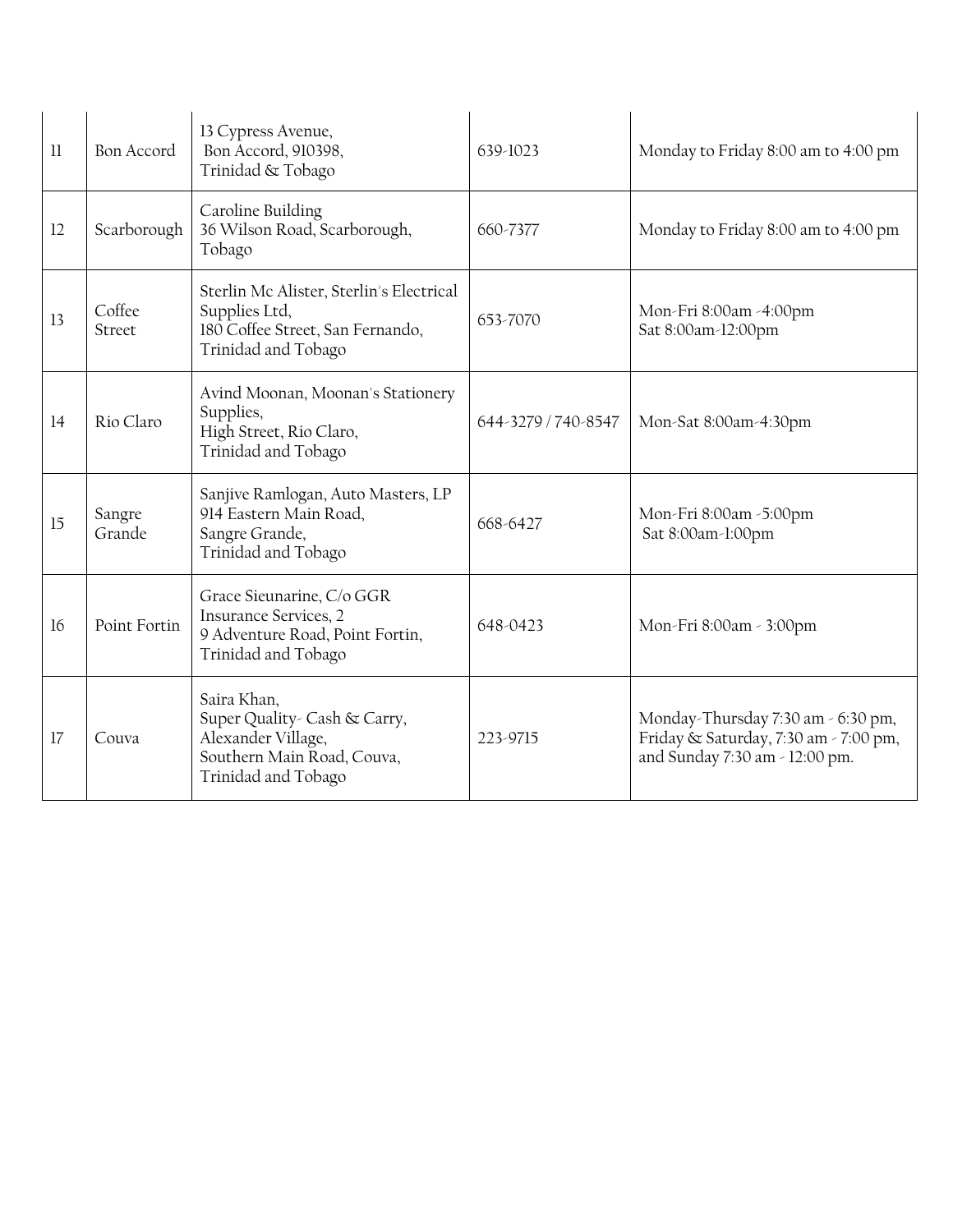| | | | | |
|---|---|---|---|---|
| 11 | Bon Accord | 13 Cypress Avenue, Bon Accord, 910398, Trinidad & Tobago | 639-1023 | Monday to Friday 8:00 am to 4:00 pm |
| 12 | Scarborough | Caroline Building 36 Wilson Road, Scarborough, Tobago | 660-7377 | Monday to Friday 8:00 am to 4:00 pm |
| 13 | Coffee Street | Sterlin Mc Alister, Sterlin's Electrical Supplies Ltd, 180 Coffee Street, San Fernando, Trinidad and Tobago | 653-7070 | Mon-Fri 8:00am -4:00pm Sat 8:00am-12:00pm |
| 14 | Rio Claro | Avind Moonan, Moonan's Stationery Supplies, High Street, Rio Claro, Trinidad and Tobago | 644-3279 / 740-8547 | Mon-Sat 8:00am-4:30pm |
| 15 | Sangre Grande | Sanjive Ramlogan, Auto Masters, LP 914 Eastern Main Road, Sangre Grande, Trinidad and Tobago | 668-6427 | Mon-Fri 8:00am -5:00pm Sat 8:00am-1:00pm |
| 16 | Point Fortin | Grace Sieunarine, C/o GGR Insurance Services, 2 9 Adventure Road, Point Fortin, Trinidad and Tobago | 648-0423 | Mon-Fri 8:00am - 3:00pm |
| 17 | Couva | Saira Khan, Super Quality- Cash & Carry, Alexander Village, Southern Main Road, Couva, Trinidad and Tobago | 223-9715 | Monday-Thursday 7:30 am - 6:30 pm, Friday & Saturday, 7:30 am - 7:00 pm, and Sunday 7:30 am - 12:00 pm. |